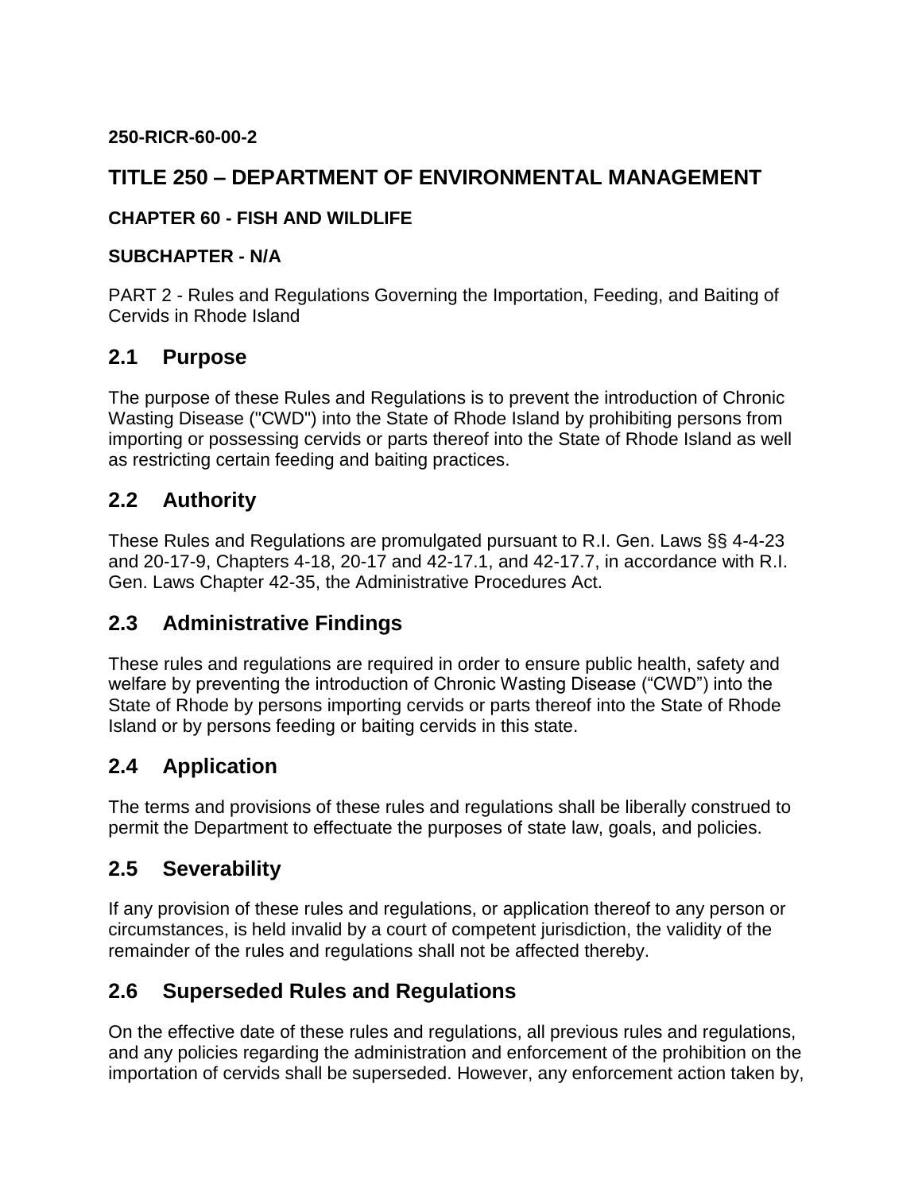**250-RICR-60-00-2**

# TITLE 250 – DEPARTMENT OF ENVIRONMENTAL MANAGEMENT

**CHAPTER 60 - FISH AND WILDLIFE**

**SUBCHAPTER - N/A**

PART 2 - Rules and Regulations Governing the Importation, Feeding, and Baiting of Cervids in Rhode Island

## 2.1 Purpose

The purpose of these Rules and Regulations is to prevent the introduction of Chronic Wasting Disease ("CWD") into the State of Rhode Island by prohibiting persons from importing or possessing cervids or parts thereof into the State of Rhode Island as well as restricting certain feeding and baiting practices.

## 2.2 Authority

These Rules and Regulations are promulgated pursuant to R.I. Gen. Laws §§ 4-4-23 and 20-17-9, Chapters 4-18, 20-17 and 42-17.1, and 42-17.7, in accordance with R.I. Gen. Laws Chapter 42-35, the Administrative Procedures Act.

## 2.3 Administrative Findings

These rules and regulations are required in order to ensure public health, safety and welfare by preventing the introduction of Chronic Wasting Disease ("CWD") into the State of Rhode by persons importing cervids or parts thereof into the State of Rhode Island or by persons feeding or baiting cervids in this state.

## 2.4 Application

The terms and provisions of these rules and regulations shall be liberally construed to permit the Department to effectuate the purposes of state law, goals, and policies.

## 2.5 Severability

If any provision of these rules and regulations, or application thereof to any person or circumstances, is held invalid by a court of competent jurisdiction, the validity of the remainder of the rules and regulations shall not be affected thereby.

## 2.6 Superseded Rules and Regulations

On the effective date of these rules and regulations, all previous rules and regulations, and any policies regarding the administration and enforcement of the prohibition on the importation of cervids shall be superseded. However, any enforcement action taken by,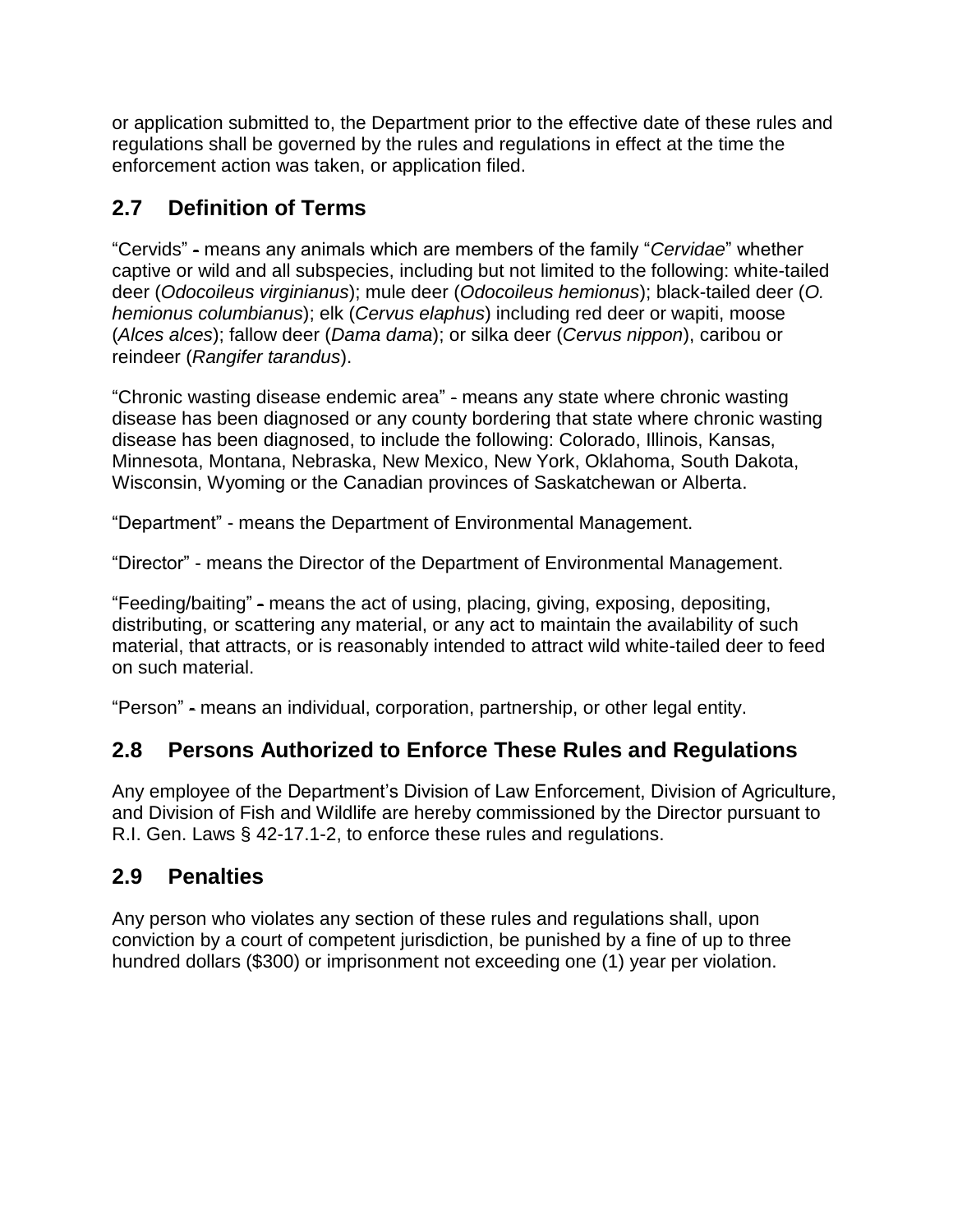or application submitted to, the Department prior to the effective date of these rules and regulations shall be governed by the rules and regulations in effect at the time the enforcement action was taken, or application filed.

## 2.7 Definition of Terms

"Cervids" - means any animals which are members of the family "*Cervidae*" whether captive or wild and all subspecies, including but not limited to the following: white-tailed deer (*Odocoileus virginianus*); mule deer (*Odocoileus hemionus*); black-tailed deer (*O. hemionus columbianus*); elk (*Cervus elaphus*) including red deer or wapiti, moose (*Alces alces*); fallow deer (*Dama dama*); or silka deer (*Cervus nippon*), caribou or reindeer (*Rangifer tarandus*).

"Chronic wasting disease endemic area" - means any state where chronic wasting disease has been diagnosed or any county bordering that state where chronic wasting disease has been diagnosed, to include the following: Colorado, Illinois, Kansas, Minnesota, Montana, Nebraska, New Mexico, New York, Oklahoma, South Dakota, Wisconsin, Wyoming or the Canadian provinces of Saskatchewan or Alberta.

"Department" - means the Department of Environmental Management.

"Director" - means the Director of the Department of Environmental Management.

"Feeding/baiting" - means the act of using, placing, giving, exposing, depositing, distributing, or scattering any material, or any act to maintain the availability of such material, that attracts, or is reasonably intended to attract wild white-tailed deer to feed on such material.

"Person" - means an individual, corporation, partnership, or other legal entity.

## 2.8 Persons Authorized to Enforce These Rules and Regulations

Any employee of the Department's Division of Law Enforcement, Division of Agriculture, and Division of Fish and Wildlife are hereby commissioned by the Director pursuant to R.I. Gen. Laws § 42-17.1-2, to enforce these rules and regulations.

## 2.9 Penalties

Any person who violates any section of these rules and regulations shall, upon conviction by a court of competent jurisdiction, be punished by a fine of up to three hundred dollars ($300) or imprisonment not exceeding one (1) year per violation.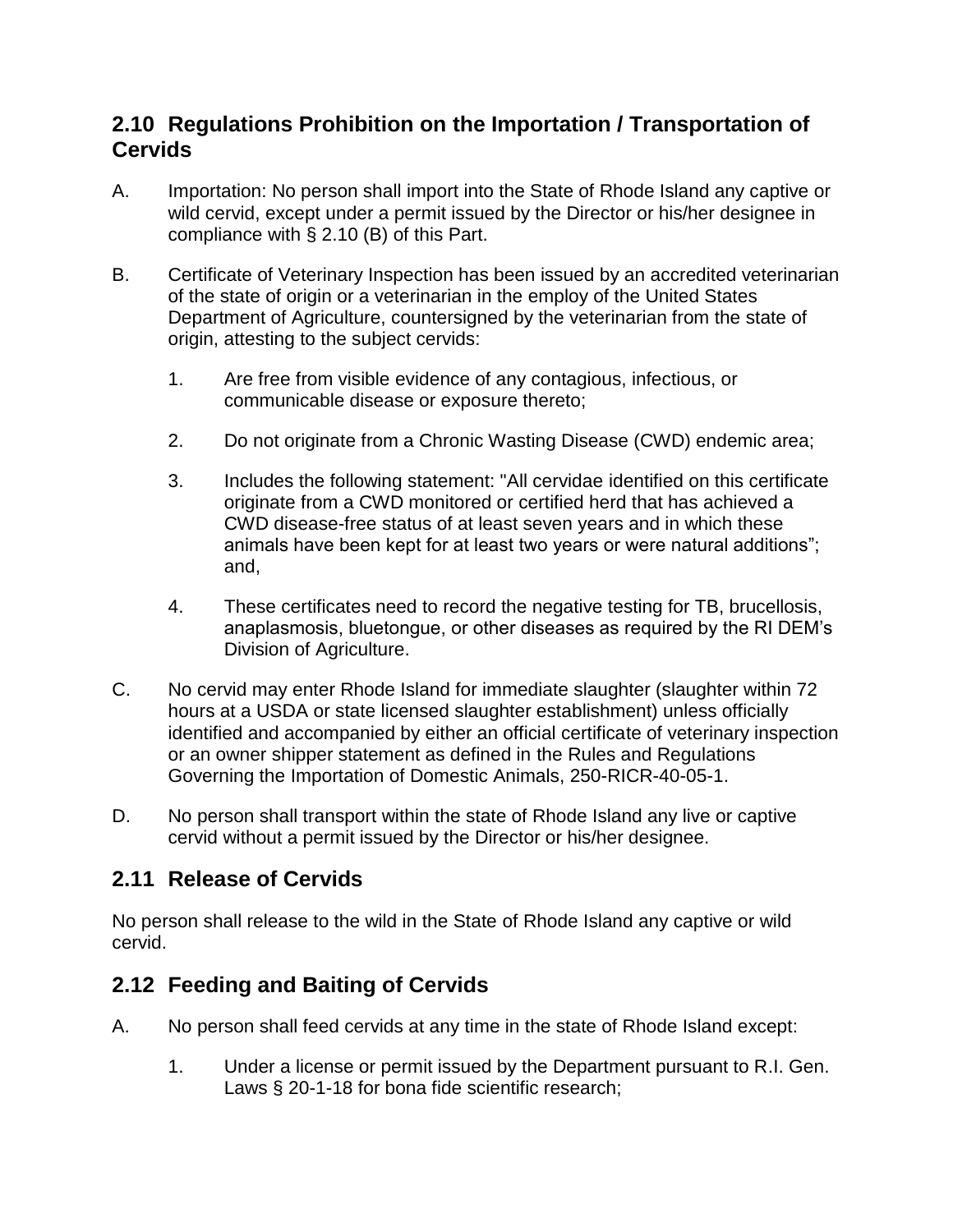## 2.10 Regulations Prohibition on the Importation / Transportation of Cervids

A. Importation: No person shall import into the State of Rhode Island any captive or wild cervid, except under a permit issued by the Director or his/her designee in compliance with § 2.10 (B) of this Part.

B. Certificate of Veterinary Inspection has been issued by an accredited veterinarian of the state of origin or a veterinarian in the employ of the United States Department of Agriculture, countersigned by the veterinarian from the state of origin, attesting to the subject cervids:

   1. Are free from visible evidence of any contagious, infectious, or communicable disease or exposure thereto;

   2. Do not originate from a Chronic Wasting Disease (CWD) endemic area;

   3. Includes the following statement: "All cervidae identified on this certificate originate from a CWD monitored or certified herd that has achieved a CWD disease-free status of at least seven years and in which these animals have been kept for at least two years or were natural additions"; and,

   4. These certificates need to record the negative testing for TB, brucellosis, anaplasmosis, bluetongue, or other diseases as required by the RI DEM's Division of Agriculture.

C. No cervid may enter Rhode Island for immediate slaughter (slaughter within 72 hours at a USDA or state licensed slaughter establishment) unless officially identified and accompanied by either an official certificate of veterinary inspection or an owner shipper statement as defined in the Rules and Regulations Governing the Importation of Domestic Animals, 250-RICR-40-05-1.

D. No person shall transport within the state of Rhode Island any live or captive cervid without a permit issued by the Director or his/her designee.

## 2.11 Release of Cervids

No person shall release to the wild in the State of Rhode Island any captive or wild cervid.

## 2.12 Feeding and Baiting of Cervids

A. No person shall feed cervids at any time in the state of Rhode Island except:

   1. Under a license or permit issued by the Department pursuant to R.I. Gen. Laws § 20-1-18 for bona fide scientific research;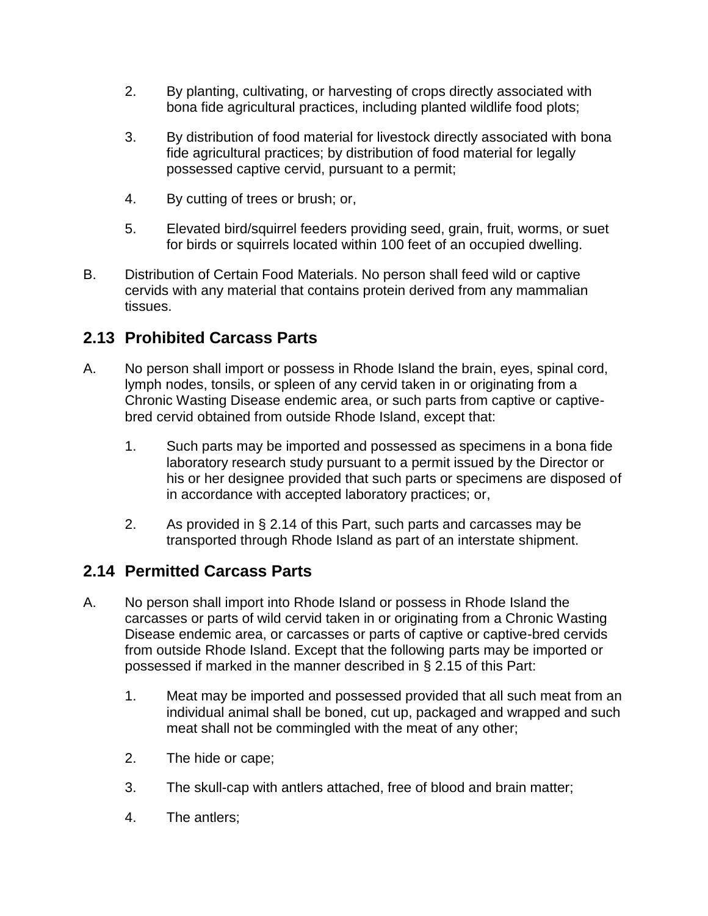2. By planting, cultivating, or harvesting of crops directly associated with bona fide agricultural practices, including planted wildlife food plots;

3. By distribution of food material for livestock directly associated with bona fide agricultural practices; by distribution of food material for legally possessed captive cervid, pursuant to a permit;

4. By cutting of trees or brush; or,

5. Elevated bird/squirrel feeders providing seed, grain, fruit, worms, or suet for birds or squirrels located within 100 feet of an occupied dwelling.

B. Distribution of Certain Food Materials. No person shall feed wild or captive cervids with any material that contains protein derived from any mammalian tissues.

## 2.13 Prohibited Carcass Parts

A. No person shall import or possess in Rhode Island the brain, eyes, spinal cord, lymph nodes, tonsils, or spleen of any cervid taken in or originating from a Chronic Wasting Disease endemic area, or such parts from captive or captive-bred cervid obtained from outside Rhode Island, except that:

1. Such parts may be imported and possessed as specimens in a bona fide laboratory research study pursuant to a permit issued by the Director or his or her designee provided that such parts or specimens are disposed of in accordance with accepted laboratory practices; or,

2. As provided in § 2.14 of this Part, such parts and carcasses may be transported through Rhode Island as part of an interstate shipment.

## 2.14 Permitted Carcass Parts

A. No person shall import into Rhode Island or possess in Rhode Island the carcasses or parts of wild cervid taken in or originating from a Chronic Wasting Disease endemic area, or carcasses or parts of captive or captive-bred cervids from outside Rhode Island. Except that the following parts may be imported or possessed if marked in the manner described in § 2.15 of this Part:

1. Meat may be imported and possessed provided that all such meat from an individual animal shall be boned, cut up, packaged and wrapped and such meat shall not be commingled with the meat of any other;

2. The hide or cape;

3. The skull-cap with antlers attached, free of blood and brain matter;

4. The antlers;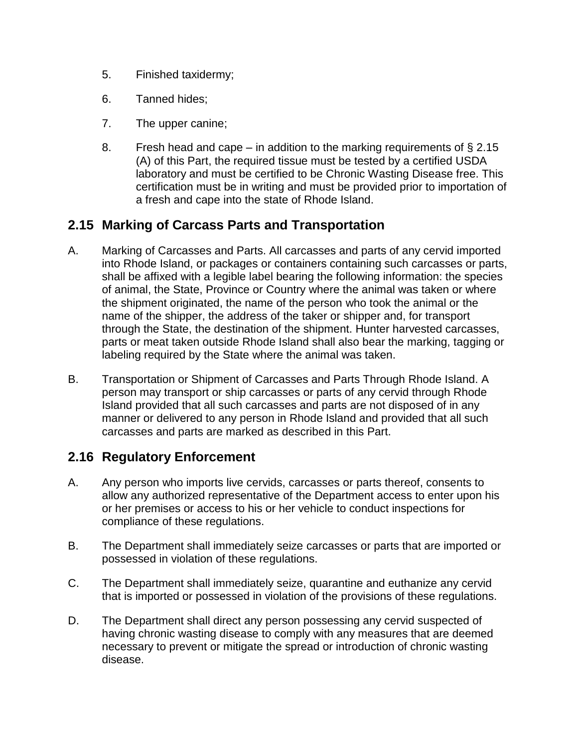5. Finished taxidermy;

6. Tanned hides;

7. The upper canine;

8. Fresh head and cape – in addition to the marking requirements of § 2.15 (A) of this Part, the required tissue must be tested by a certified USDA laboratory and must be certified to be Chronic Wasting Disease free. This certification must be in writing and must be provided prior to importation of a fresh and cape into the state of Rhode Island.

## 2.15 Marking of Carcass Parts and Transportation

A. Marking of Carcasses and Parts. All carcasses and parts of any cervid imported into Rhode Island, or packages or containers containing such carcasses or parts, shall be affixed with a legible label bearing the following information: the species of animal, the State, Province or Country where the animal was taken or where the shipment originated, the name of the person who took the animal or the name of the shipper, the address of the taker or shipper and, for transport through the State, the destination of the shipment. Hunter harvested carcasses, parts or meat taken outside Rhode Island shall also bear the marking, tagging or labeling required by the State where the animal was taken.

B. Transportation or Shipment of Carcasses and Parts Through Rhode Island. A person may transport or ship carcasses or parts of any cervid through Rhode Island provided that all such carcasses and parts are not disposed of in any manner or delivered to any person in Rhode Island and provided that all such carcasses and parts are marked as described in this Part.

## 2.16 Regulatory Enforcement

A. Any person who imports live cervids, carcasses or parts thereof, consents to allow any authorized representative of the Department access to enter upon his or her premises or access to his or her vehicle to conduct inspections for compliance of these regulations.

B. The Department shall immediately seize carcasses or parts that are imported or possessed in violation of these regulations.

C. The Department shall immediately seize, quarantine and euthanize any cervid that is imported or possessed in violation of the provisions of these regulations.

D. The Department shall direct any person possessing any cervid suspected of having chronic wasting disease to comply with any measures that are deemed necessary to prevent or mitigate the spread or introduction of chronic wasting disease.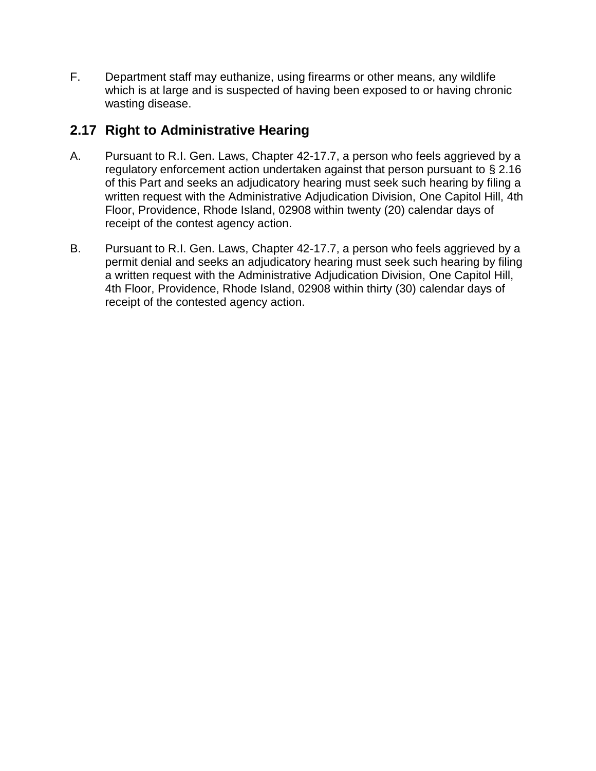F. Department staff may euthanize, using firearms or other means, any wildlife which is at large and is suspected of having been exposed to or having chronic wasting disease.

## 2.17 Right to Administrative Hearing

A. Pursuant to R.I. Gen. Laws, Chapter 42-17.7, a person who feels aggrieved by a regulatory enforcement action undertaken against that person pursuant to § 2.16 of this Part and seeks an adjudicatory hearing must seek such hearing by filing a written request with the Administrative Adjudication Division, One Capitol Hill, 4th Floor, Providence, Rhode Island, 02908 within twenty (20) calendar days of receipt of the contest agency action.

B. Pursuant to R.I. Gen. Laws, Chapter 42-17.7, a person who feels aggrieved by a permit denial and seeks an adjudicatory hearing must seek such hearing by filing a written request with the Administrative Adjudication Division, One Capitol Hill, 4th Floor, Providence, Rhode Island, 02908 within thirty (30) calendar days of receipt of the contested agency action.